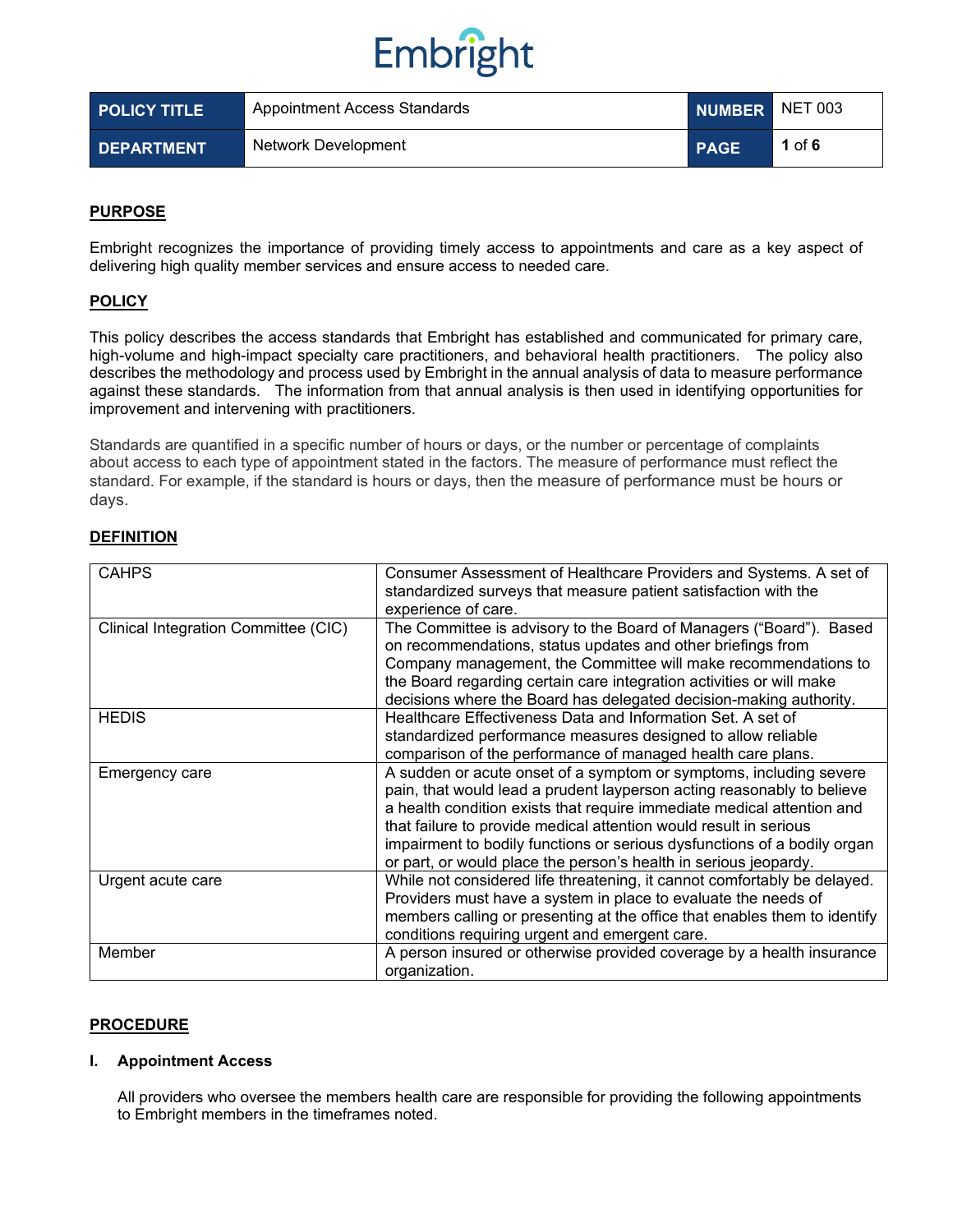| POLICY TITLE | Appointment Access Standards | NUMBER | NET 003 |
|---|---|---|---|
| DEPARTMENT | Network Development | PAGE | 1 of 6 |

## PURPOSE

Embright recognizes the importance of providing timely access to appointments and care as a key aspect of delivering high quality member services and ensure access to needed care.

## POLICY

This policy describes the access standards that Embright has established and communicated for primary care, high-volume and high-impact specialty care practitioners, and behavioral health practitioners. The policy also describes the methodology and process used by Embright in the annual analysis of data to measure performance against these standards. The information from that annual analysis is then used in identifying opportunities for improvement and intervening with practitioners.

Standards are quantified in a specific number of hours or days, or the number or percentage of complaints about access to each type of appointment stated in the factors. The measure of performance must reflect the standard. For example, if the standard is hours or days, then the measure of performance must be hours or days.

## DEFINITION

| Term | Definition |
|---|---|
| CAHPS | Consumer Assessment of Healthcare Providers and Systems. A set of standardized surveys that measure patient satisfaction with the experience of care. |
| Clinical Integration Committee (CIC) | The Committee is advisory to the Board of Managers ("Board"). Based on recommendations, status updates and other briefings from Company management, the Committee will make recommendations to the Board regarding certain care integration activities or will make decisions where the Board has delegated decision-making authority. |
| HEDIS | Healthcare Effectiveness Data and Information Set. A set of standardized performance measures designed to allow reliable comparison of the performance of managed health care plans. |
| Emergency care | A sudden or acute onset of a symptom or symptoms, including severe pain, that would lead a prudent layperson acting reasonably to believe a health condition exists that require immediate medical attention and that failure to provide medical attention would result in serious impairment to bodily functions or serious dysfunctions of a bodily organ or part, or would place the person's health in serious jeopardy. |
| Urgent acute care | While not considered life threatening, it cannot comfortably be delayed. Providers must have a system in place to evaluate the needs of members calling or presenting at the office that enables them to identify conditions requiring urgent and emergent care. |
| Member | A person insured or otherwise provided coverage by a health insurance organization. |

## PROCEDURE

### I. Appointment Access

All providers who oversee the members health care are responsible for providing the following appointments to Embright members in the timeframes noted.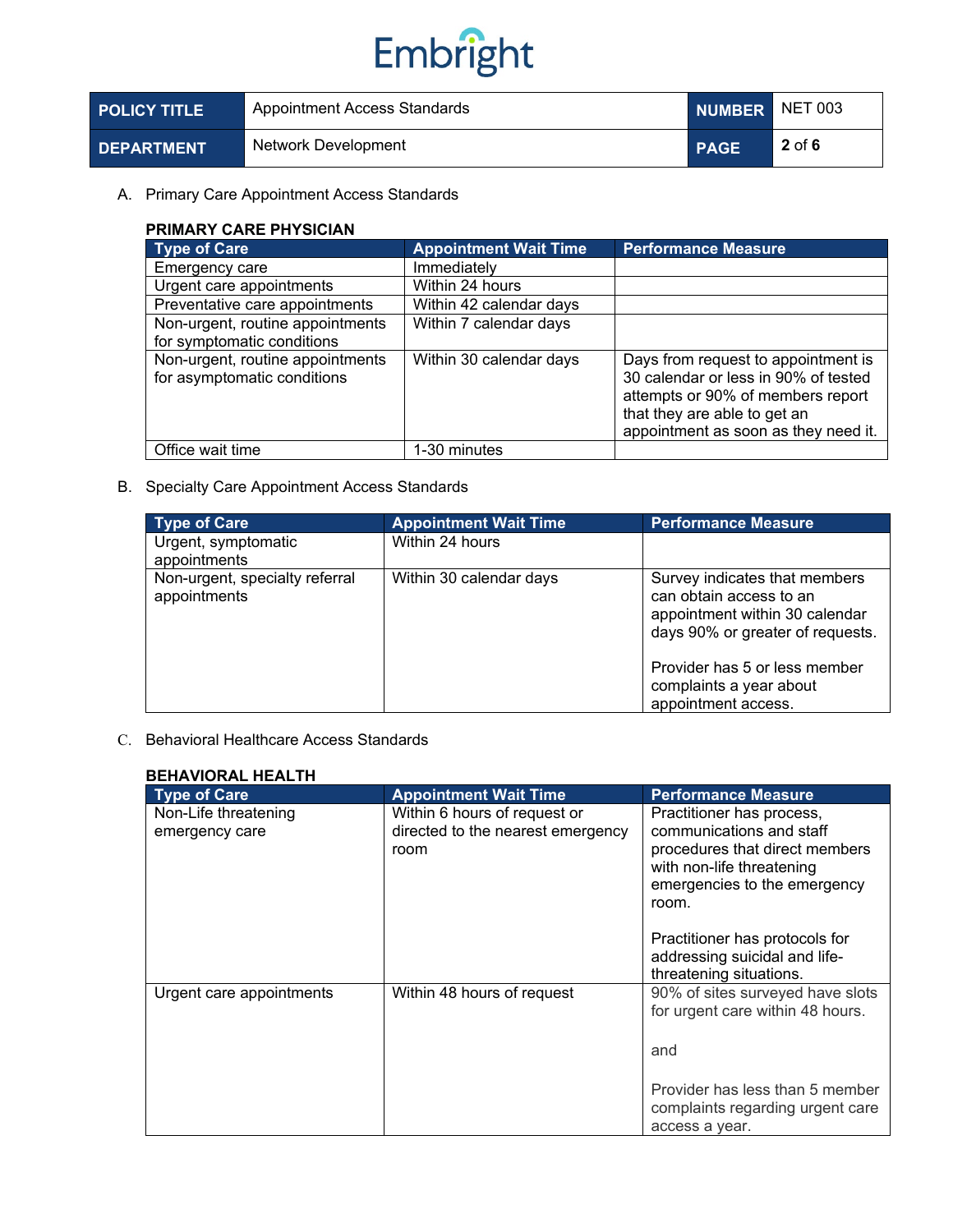A. Primary Care Appointment Access Standards

**PRIMARY CARE PHYSICIAN**

| Type of Care | Appointment Wait Time | Performance Measure |
|---|---|---|
| Emergency care | Immediately | |
| Urgent care appointments | Within 24 hours | |
| Preventative care appointments | Within 42 calendar days | |
| Non-urgent, routine appointments for symptomatic conditions | Within 7 calendar days | |
| Non-urgent, routine appointments for asymptomatic conditions | Within 30 calendar days | Days from request to appointment is 30 calendar or less in 90% of tested attempts or 90% of members report that they are able to get an appointment as soon as they need it. |
| Office wait time | 1-30 minutes | |

B. Specialty Care Appointment Access Standards

| Type of Care | Appointment Wait Time | Performance Measure |
|---|---|---|
| Urgent, symptomatic appointments | Within 24 hours | |
| Non-urgent, specialty referral appointments | Within 30 calendar days | Survey indicates that members can obtain access to an appointment within 30 calendar days 90% or greater of requests.<br><br>Provider has 5 or less member complaints a year about appointment access. |

C. Behavioral Healthcare Access Standards

**BEHAVIORAL HEALTH**

| Type of Care | Appointment Wait Time | Performance Measure |
|---|---|---|
| Non-Life threatening emergency care | Within 6 hours of request or directed to the nearest emergency room | Practitioner has process, communications and staff procedures that direct members with non-life threatening emergencies to the emergency room.<br><br>Practitioner has protocols for addressing suicidal and life-threatening situations. |
| Urgent care appointments | Within 48 hours of request | 90% of sites surveyed have slots for urgent care within 48 hours.<br><br>and<br><br>Provider has less than 5 member complaints regarding urgent care access a year. |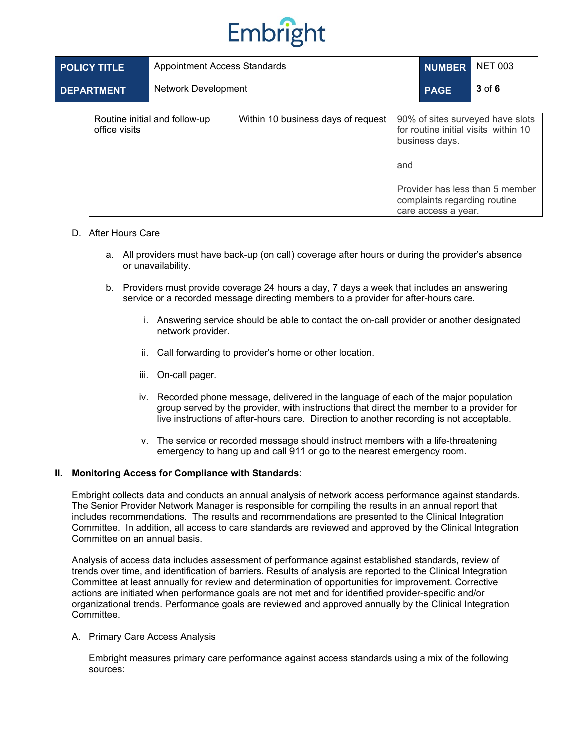| Routine initial and follow-up office visits | Within 10 business days of request | 90% of sites surveyed have slots for routine initial visits within 10 business days.<br><br>and<br><br>Provider has less than 5 member complaints regarding routine care access a year. |
|---|---|---|

D. After Hours Care

a. All providers must have back-up (on call) coverage after hours or during the provider's absence or unavailability.

b. Providers must provide coverage 24 hours a day, 7 days a week that includes an answering service or a recorded message directing members to a provider for after-hours care.

i. Answering service should be able to contact the on-call provider or another designated network provider.

ii. Call forwarding to provider's home or other location.

iii. On-call pager.

iv. Recorded phone message, delivered in the language of each of the major population group served by the provider, with instructions that direct the member to a provider for live instructions of after-hours care. Direction to another recording is not acceptable.

v. The service or recorded message should instruct members with a life-threatening emergency to hang up and call 911 or go to the nearest emergency room.

**II. Monitoring Access for Compliance with Standards**:

Embright collects data and conducts an annual analysis of network access performance against standards. The Senior Provider Network Manager is responsible for compiling the results in an annual report that includes recommendations. The results and recommendations are presented to the Clinical Integration Committee. In addition, all access to care standards are reviewed and approved by the Clinical Integration Committee on an annual basis.

Analysis of access data includes assessment of performance against established standards, review of trends over time, and identification of barriers. Results of analysis are reported to the Clinical Integration Committee at least annually for review and determination of opportunities for improvement. Corrective actions are initiated when performance goals are not met and for identified provider-specific and/or organizational trends. Performance goals are reviewed and approved annually by the Clinical Integration Committee.

A. Primary Care Access Analysis

Embright measures primary care performance against access standards using a mix of the following sources: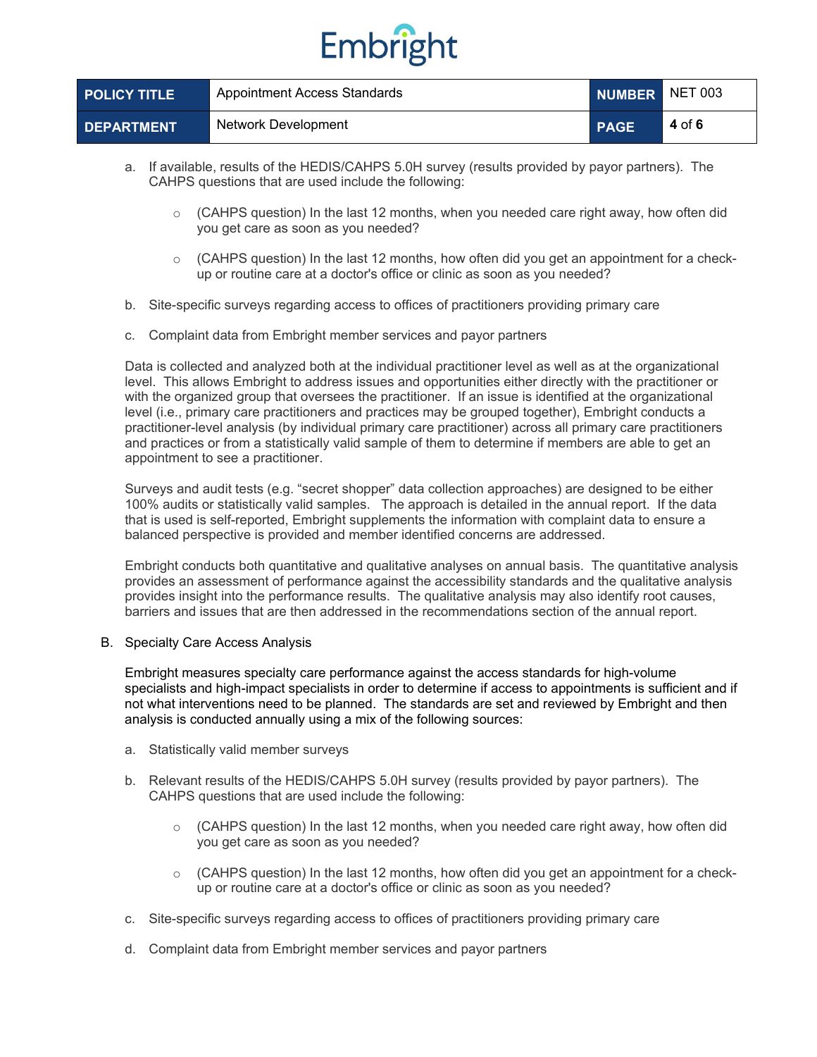a. If available, results of the HEDIS/CAHPS 5.0H survey (results provided by payor partners). The CAHPS questions that are used include the following:

   - (CAHPS question) In the last 12 months, when you needed care right away, how often did you get care as soon as you needed?
   - (CAHPS question) In the last 12 months, how often did you get an appointment for a check-up or routine care at a doctor's office or clinic as soon as you needed?

b. Site-specific surveys regarding access to offices of practitioners providing primary care

c. Complaint data from Embright member services and payor partners

Data is collected and analyzed both at the individual practitioner level as well as at the organizational level. This allows Embright to address issues and opportunities either directly with the practitioner or with the organized group that oversees the practitioner. If an issue is identified at the organizational level (i.e., primary care practitioners and practices may be grouped together), Embright conducts a practitioner-level analysis (by individual primary care practitioner) across all primary care practitioners and practices or from a statistically valid sample of them to determine if members are able to get an appointment to see a practitioner.

Surveys and audit tests (e.g. "secret shopper" data collection approaches) are designed to be either 100% audits or statistically valid samples. The approach is detailed in the annual report. If the data that is used is self-reported, Embright supplements the information with complaint data to ensure a balanced perspective is provided and member identified concerns are addressed.

Embright conducts both quantitative and qualitative analyses on annual basis. The quantitative analysis provides an assessment of performance against the accessibility standards and the qualitative analysis provides insight into the performance results. The qualitative analysis may also identify root causes, barriers and issues that are then addressed in the recommendations section of the annual report.

B. Specialty Care Access Analysis

Embright measures specialty care performance against the access standards for high-volume specialists and high-impact specialists in order to determine if access to appointments is sufficient and if not what interventions need to be planned. The standards are set and reviewed by Embright and then analysis is conducted annually using a mix of the following sources:

a. Statistically valid member surveys

b. Relevant results of the HEDIS/CAHPS 5.0H survey (results provided by payor partners). The CAHPS questions that are used include the following:

   - (CAHPS question) In the last 12 months, when you needed care right away, how often did you get care as soon as you needed?
   - (CAHPS question) In the last 12 months, how often did you get an appointment for a check-up or routine care at a doctor's office or clinic as soon as you needed?

c. Site-specific surveys regarding access to offices of practitioners providing primary care

d. Complaint data from Embright member services and payor partners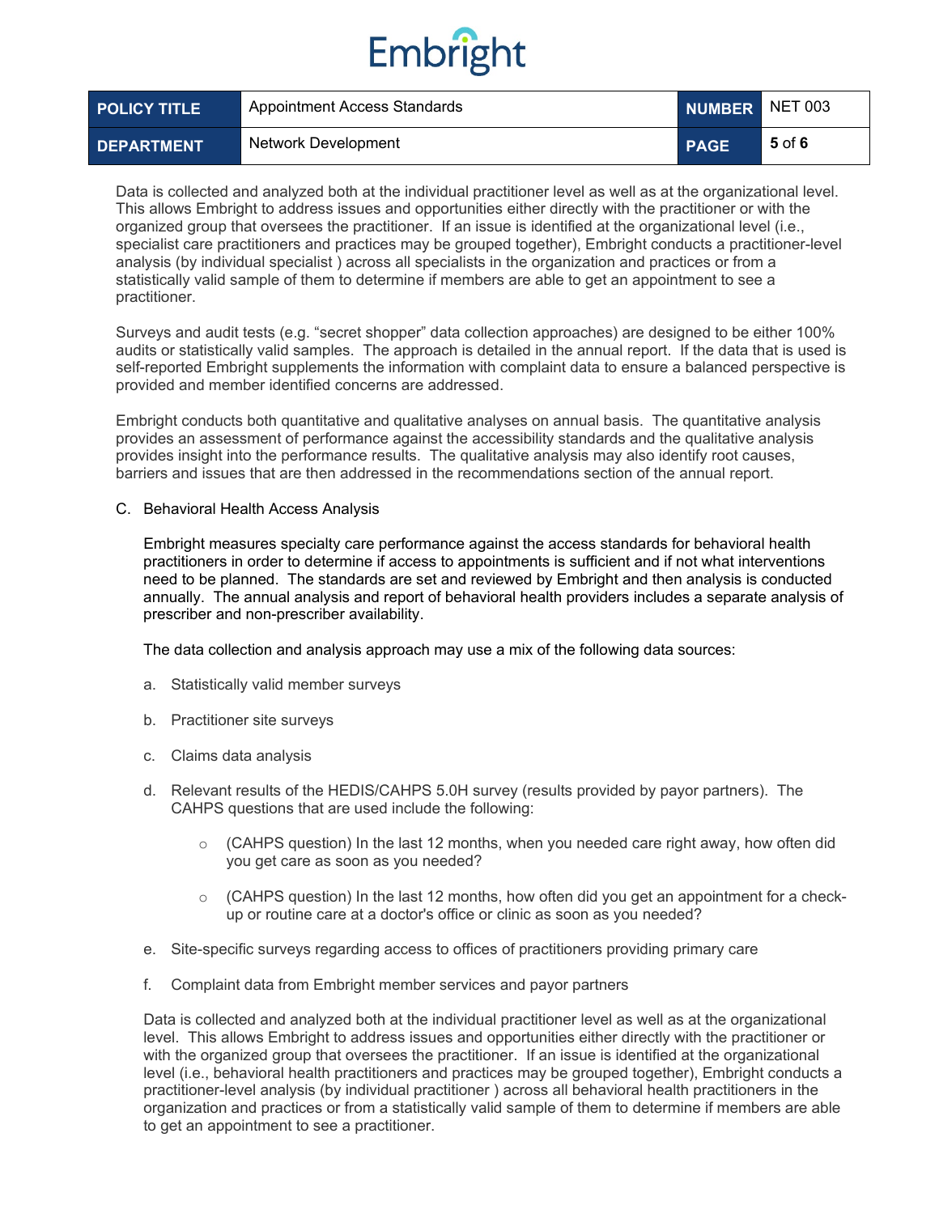Data is collected and analyzed both at the individual practitioner level as well as at the organizational level. This allows Embright to address issues and opportunities either directly with the practitioner or with the organized group that oversees the practitioner. If an issue is identified at the organizational level (i.e., specialist care practitioners and practices may be grouped together), Embright conducts a practitioner-level analysis (by individual specialist ) across all specialists in the organization and practices or from a statistically valid sample of them to determine if members are able to get an appointment to see a practitioner.

Surveys and audit tests (e.g. "secret shopper" data collection approaches) are designed to be either 100% audits or statistically valid samples. The approach is detailed in the annual report. If the data that is used is self-reported Embright supplements the information with complaint data to ensure a balanced perspective is provided and member identified concerns are addressed.

Embright conducts both quantitative and qualitative analyses on annual basis. The quantitative analysis provides an assessment of performance against the accessibility standards and the qualitative analysis provides insight into the performance results. The qualitative analysis may also identify root causes, barriers and issues that are then addressed in the recommendations section of the annual report.

C. Behavioral Health Access Analysis

Embright measures specialty care performance against the access standards for behavioral health practitioners in order to determine if access to appointments is sufficient and if not what interventions need to be planned. The standards are set and reviewed by Embright and then analysis is conducted annually. The annual analysis and report of behavioral health providers includes a separate analysis of prescriber and non-prescriber availability.

The data collection and analysis approach may use a mix of the following data sources:

a. Statistically valid member surveys

b. Practitioner site surveys

c. Claims data analysis

d. Relevant results of the HEDIS/CAHPS 5.0H survey (results provided by payor partners). The CAHPS questions that are used include the following:

   - (CAHPS question) In the last 12 months, when you needed care right away, how often did you get care as soon as you needed?

   - (CAHPS question) In the last 12 months, how often did you get an appointment for a check-up or routine care at a doctor's office or clinic as soon as you needed?

e. Site-specific surveys regarding access to offices of practitioners providing primary care

f. Complaint data from Embright member services and payor partners

Data is collected and analyzed both at the individual practitioner level as well as at the organizational level. This allows Embright to address issues and opportunities either directly with the practitioner or with the organized group that oversees the practitioner. If an issue is identified at the organizational level (i.e., behavioral health practitioners and practices may be grouped together), Embright conducts a practitioner-level analysis (by individual practitioner ) across all behavioral health practitioners in the organization and practices or from a statistically valid sample of them to determine if members are able to get an appointment to see a practitioner.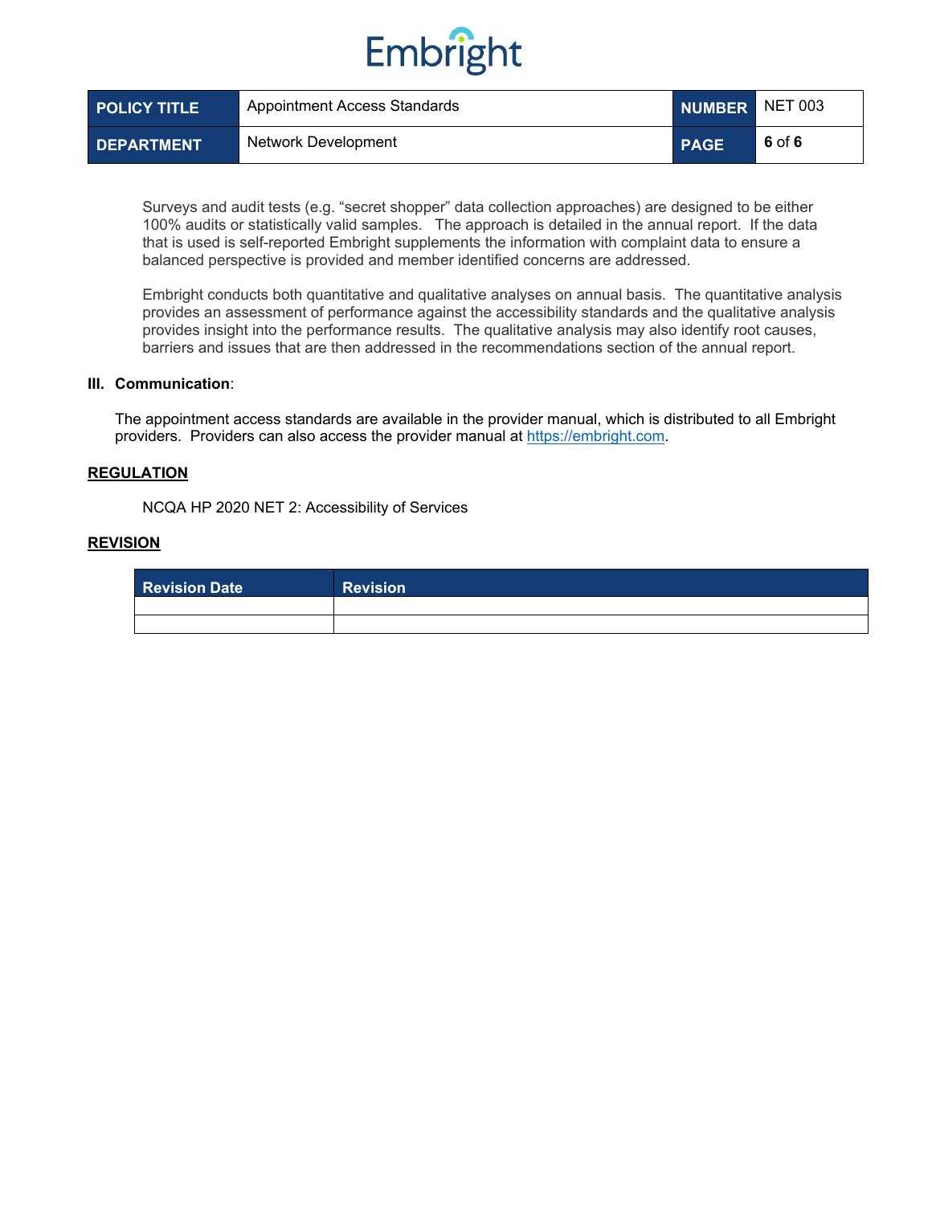Surveys and audit tests (e.g. "secret shopper" data collection approaches) are designed to be either 100% audits or statistically valid samples. The approach is detailed in the annual report. If the data that is used is self-reported Embright supplements the information with complaint data to ensure a balanced perspective is provided and member identified concerns are addressed.

Embright conducts both quantitative and qualitative analyses on annual basis. The quantitative analysis provides an assessment of performance against the accessibility standards and the qualitative analysis provides insight into the performance results. The qualitative analysis may also identify root causes, barriers and issues that are then addressed in the recommendations section of the annual report.

**III. Communication**:

The appointment access standards are available in the provider manual, which is distributed to all Embright providers. Providers can also access the provider manual at https://embright.com.

## REGULATION

NCQA HP 2020 NET 2: Accessibility of Services

## REVISION

| Revision Date | Revision |
|---|---|
| | |
| | |